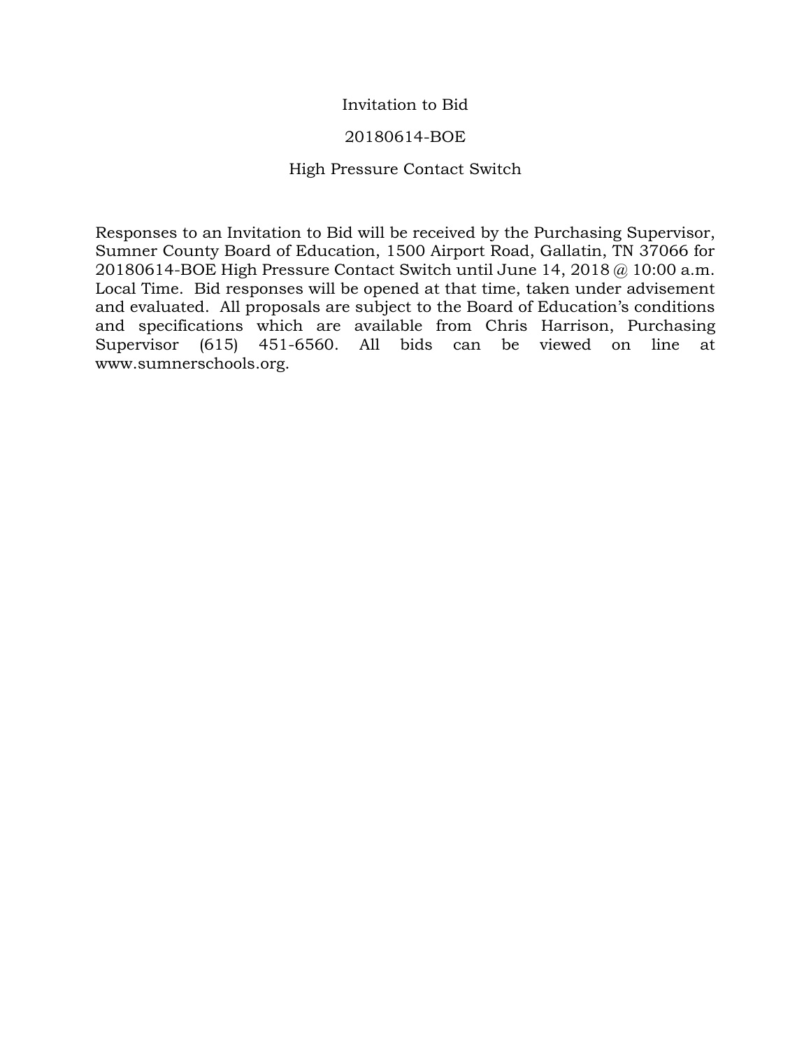# Invitation to Bid

## 20180614-BOE

## High Pressure Contact Switch

Responses to an Invitation to Bid will be received by the Purchasing Supervisor, Sumner County Board of Education, 1500 Airport Road, Gallatin, TN 37066 for 20180614-BOE High Pressure Contact Switch until June 14, 2018 @ 10:00 a.m. Local Time. Bid responses will be opened at that time, taken under advisement and evaluated. All proposals are subject to the Board of Education's conditions and specifications which are available from Chris Harrison, Purchasing Supervisor (615) 451-6560. All bids can be viewed on line at www.sumnerschools.org.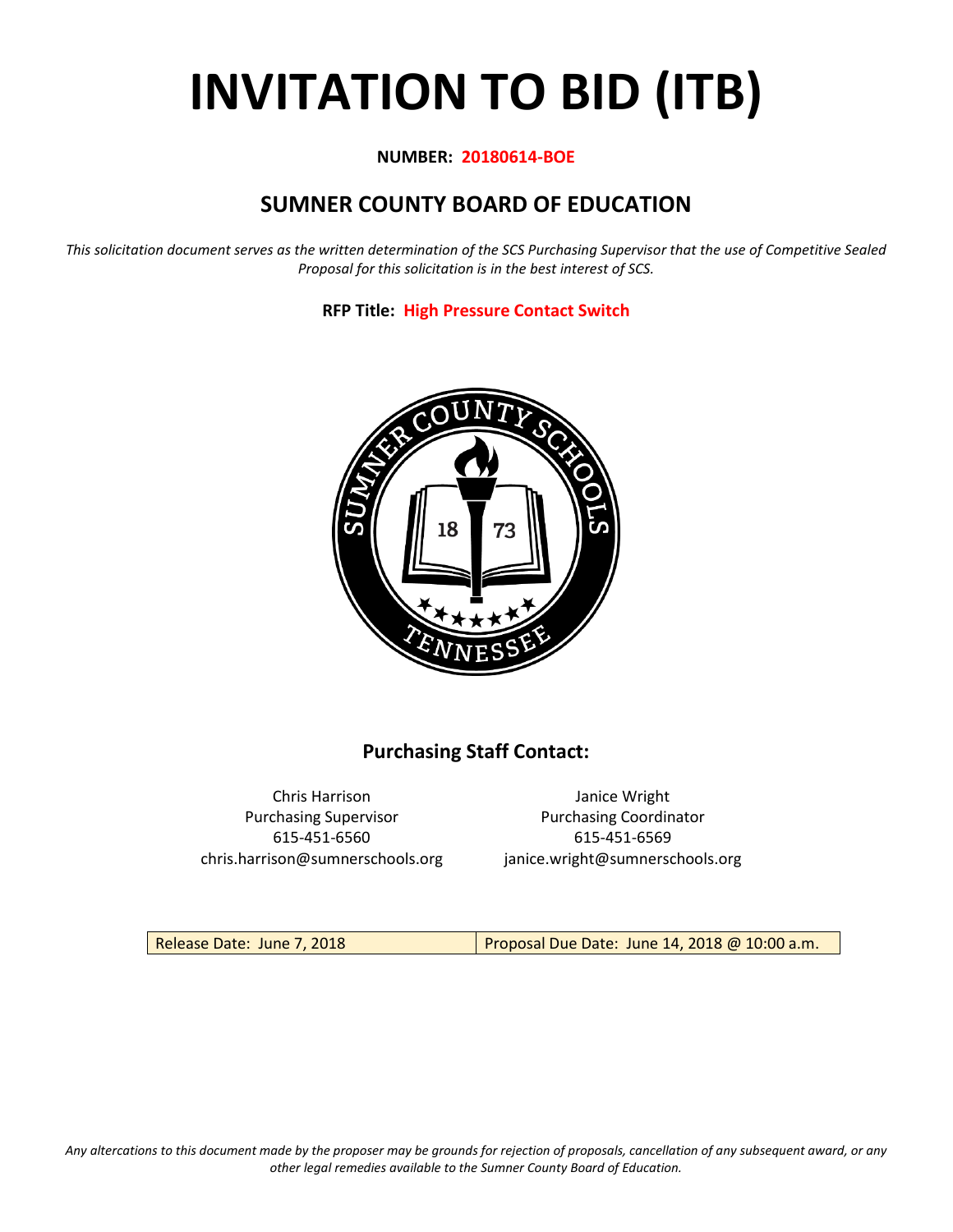# INVITATION TO BID (ITB)

**NUMBER: 20180614-BOE**

## SUMNER COUNTY BOARD OF EDUCATION

*This solicitation document serves as the written determination of the SCS Purchasing Supervisor that the use of Competitive Sealed Proposal for this solicitation is in the best interest of SCS.*

**RFP Title: High Pressure Contact Switch**

### Purchasing Staff Contact:

Chris Harrison
Purchasing Supervisor
615-451-6560
chris.harrison@sumnerschools.org

Janice Wright
Purchasing Coordinator
615-451-6569
janice.wright@sumnerschools.org

| Release Date: June 7, 2018 | Proposal Due Date: June 14, 2018 @ 10:00 a.m. |
|---|---|

*Any altercations to this document made by the proposer may be grounds for rejection of proposals, cancellation of any subsequent award, or any other legal remedies available to the Sumner County Board of Education.*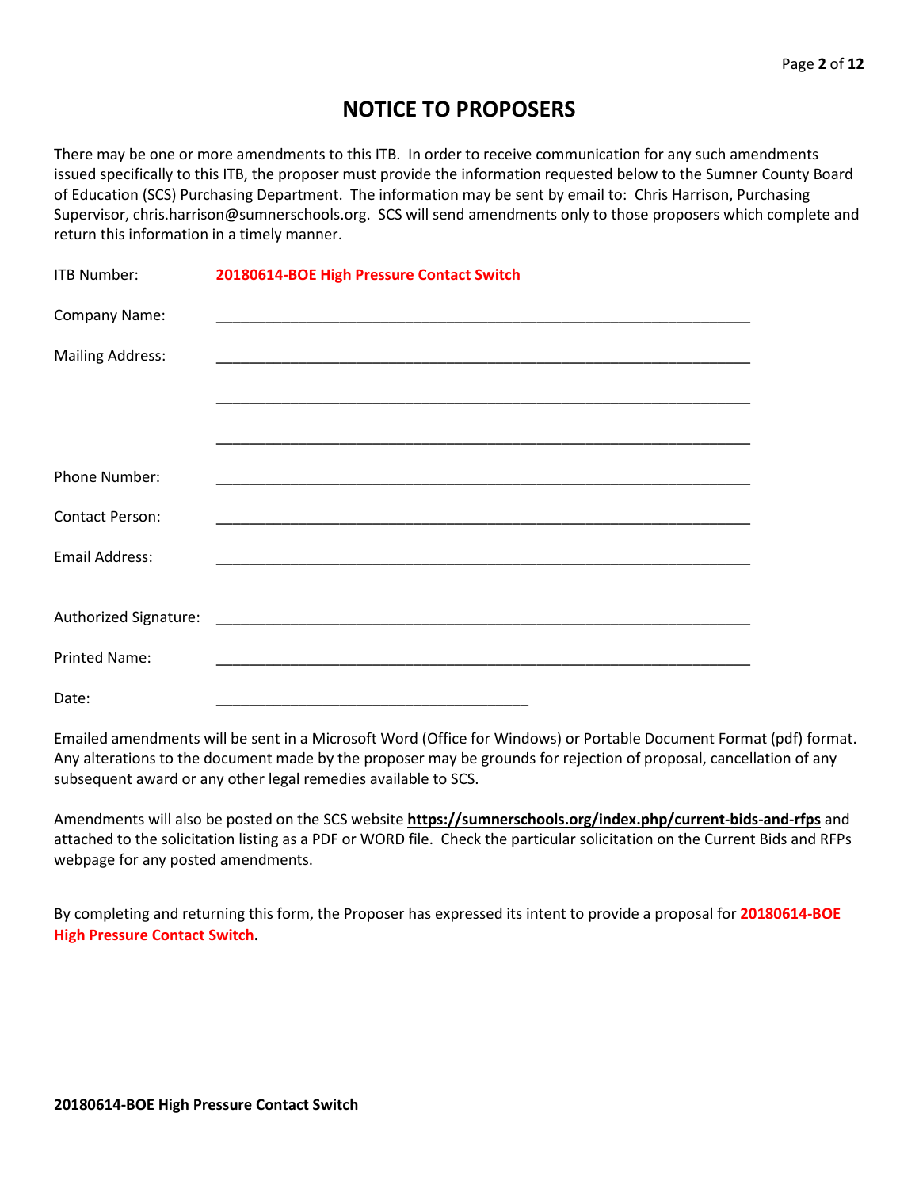# NOTICE TO PROPOSERS

There may be one or more amendments to this ITB. In order to receive communication for any such amendments issued specifically to this ITB, the proposer must provide the information requested below to the Sumner County Board of Education (SCS) Purchasing Department. The information may be sent by email to: Chris Harrison, Purchasing Supervisor, chris.harrison@sumnerschools.org. SCS will send amendments only to those proposers which complete and return this information in a timely manner.

ITB Number: **20180614-BOE High Pressure Contact Switch**

Company Name: ______________________________________________________________

Mailing Address: ______________________________________________________________

______________________________________________________________

______________________________________________________________

Phone Number: ______________________________________________________________

Contact Person: ______________________________________________________________

Email Address: ______________________________________________________________

Authorized Signature: ______________________________________________________________

Printed Name: ______________________________________________________________

Date: ____________________________________

Emailed amendments will be sent in a Microsoft Word (Office for Windows) or Portable Document Format (pdf) format. Any alterations to the document made by the proposer may be grounds for rejection of proposal, cancellation of any subsequent award or any other legal remedies available to SCS.

Amendments will also be posted on the SCS website **https://sumnerschools.org/index.php/current-bids-and-rfps** and attached to the solicitation listing as a PDF or WORD file. Check the particular solicitation on the Current Bids and RFPs webpage for any posted amendments.

By completing and returning this form, the Proposer has expressed its intent to provide a proposal for **20180614-BOE High Pressure Contact Switch.**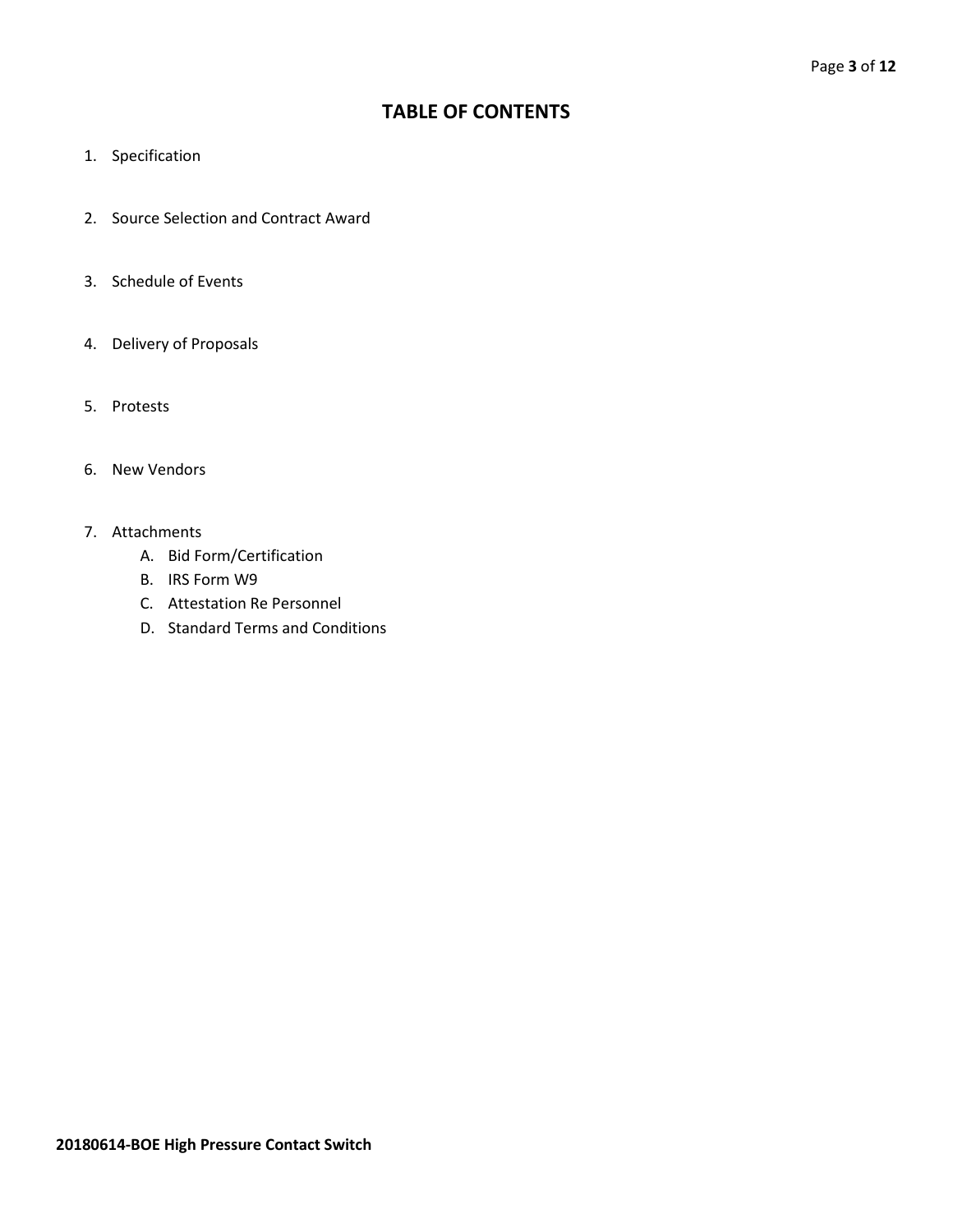# TABLE OF CONTENTS

1. Specification

2. Source Selection and Contract Award

3. Schedule of Events

4. Delivery of Proposals

5. Protests

6. New Vendors

7. Attachments
   A. Bid Form/Certification
   B. IRS Form W9
   C. Attestation Re Personnel
   D. Standard Terms and Conditions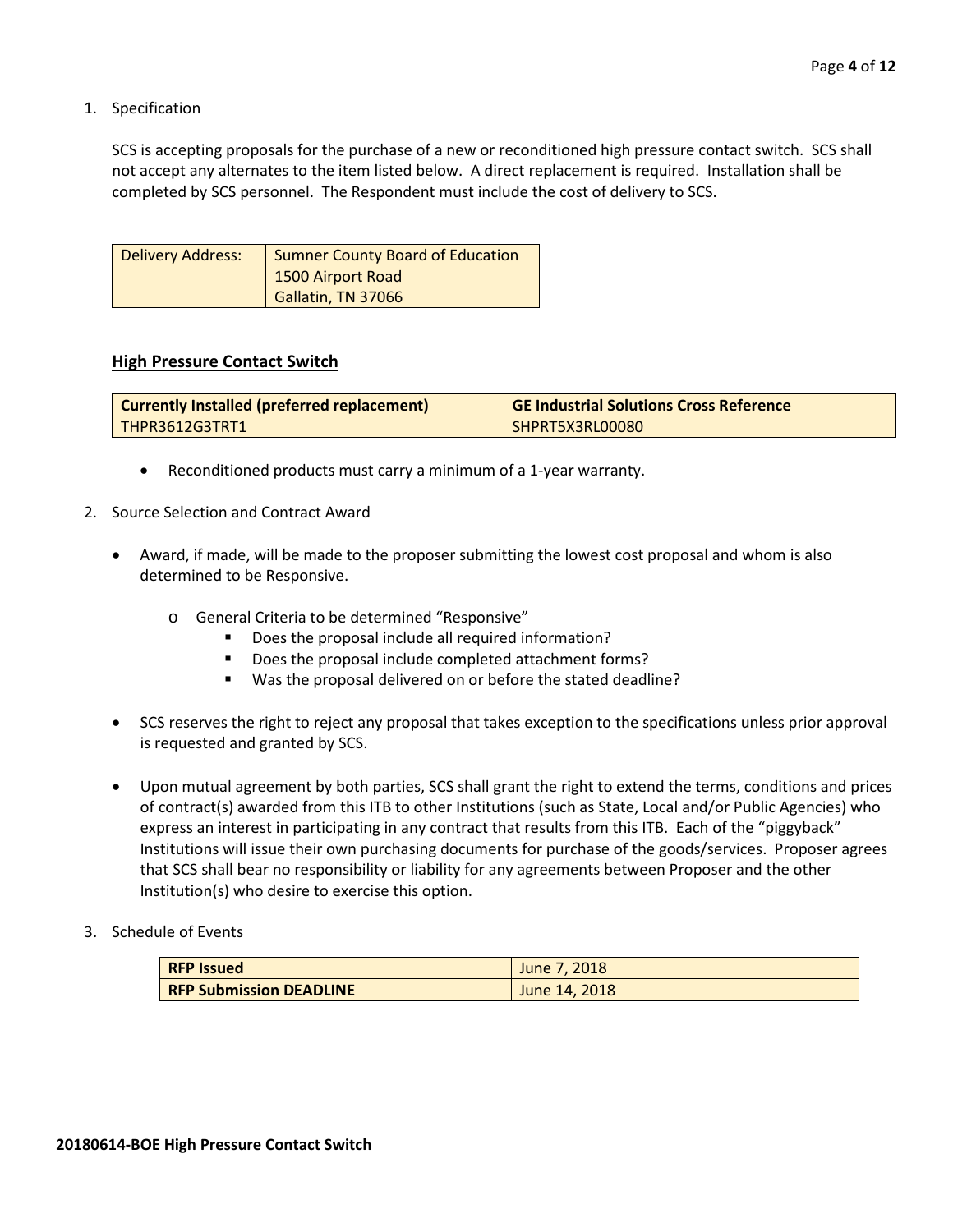1. Specification

   SCS is accepting proposals for the purchase of a new or reconditioned high pressure contact switch. SCS shall not accept any alternates to the item listed below. A direct replacement is required. Installation shall be completed by SCS personnel. The Respondent must include the cost of delivery to SCS.

| Delivery Address: | Sumner County Board of Education<br>1500 Airport Road<br>Gallatin, TN 37066 |
|---|---|

**<u>High Pressure Contact Switch</u>**

| Currently Installed (preferred replacement) | GE Industrial Solutions Cross Reference |
|---|---|
| THPR3612G3TRT1 | SHPRT5X3RL00080 |

- Reconditioned products must carry a minimum of a 1-year warranty.

2. Source Selection and Contract Award

   - Award, if made, will be made to the proposer submitting the lowest cost proposal and whom is also determined to be Responsive.
     - General Criteria to be determined "Responsive"
       - Does the proposal include all required information?
       - Does the proposal include completed attachment forms?
       - Was the proposal delivered on or before the stated deadline?
   - SCS reserves the right to reject any proposal that takes exception to the specifications unless prior approval is requested and granted by SCS.
   - Upon mutual agreement by both parties, SCS shall grant the right to extend the terms, conditions and prices of contract(s) awarded from this ITB to other Institutions (such as State, Local and/or Public Agencies) who express an interest in participating in any contract that results from this ITB. Each of the "piggyback" Institutions will issue their own purchasing documents for purchase of the goods/services. Proposer agrees that SCS shall bear no responsibility or liability for any agreements between Proposer and the other Institution(s) who desire to exercise this option.

3. Schedule of Events

| RFP Issued | June 7, 2018 |
|---|---|
| RFP Submission DEADLINE | June 14, 2018 |

**20180614-BOE High Pressure Contact Switch**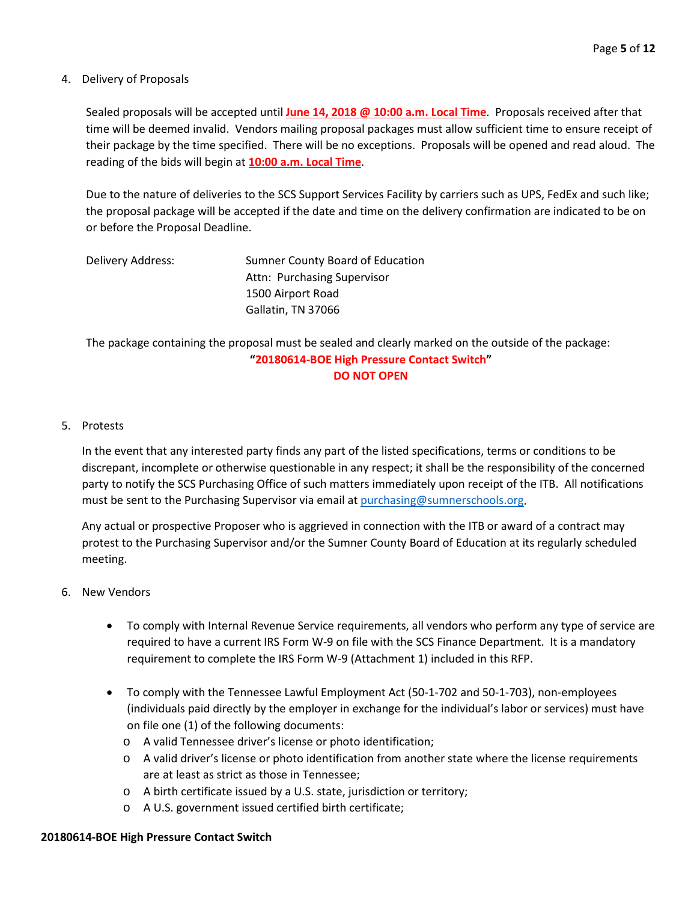4. Delivery of Proposals

   Sealed proposals will be accepted until **June 14, 2018 @ 10:00 a.m. Local Time**. Proposals received after that time will be deemed invalid. Vendors mailing proposal packages must allow sufficient time to ensure receipt of their package by the time specified. There will be no exceptions. Proposals will be opened and read aloud. The reading of the bids will begin at **10:00 a.m. Local Time**.

   Due to the nature of deliveries to the SCS Support Services Facility by carriers such as UPS, FedEx and such like; the proposal package will be accepted if the date and time on the delivery confirmation are indicated to be on or before the Proposal Deadline.

   Delivery Address:
   Sumner County Board of Education
   Attn: Purchasing Supervisor
   1500 Airport Road
   Gallatin, TN 37066

   The package containing the proposal must be sealed and clearly marked on the outside of the package:

   **"20180614-BOE High Pressure Contact Switch"**
   **DO NOT OPEN**

5. Protests

   In the event that any interested party finds any part of the listed specifications, terms or conditions to be discrepant, incomplete or otherwise questionable in any respect; it shall be the responsibility of the concerned party to notify the SCS Purchasing Office of such matters immediately upon receipt of the ITB. All notifications must be sent to the Purchasing Supervisor via email at purchasing@sumnerschools.org.

   Any actual or prospective Proposer who is aggrieved in connection with the ITB or award of a contract may protest to the Purchasing Supervisor and/or the Sumner County Board of Education at its regularly scheduled meeting.

6. New Vendors

   - To comply with Internal Revenue Service requirements, all vendors who perform any type of service are required to have a current IRS Form W-9 on file with the SCS Finance Department. It is a mandatory requirement to complete the IRS Form W-9 (Attachment 1) included in this RFP.

   - To comply with the Tennessee Lawful Employment Act (50-1-702 and 50-1-703), non-employees (individuals paid directly by the employer in exchange for the individual's labor or services) must have on file one (1) of the following documents:
     - A valid Tennessee driver's license or photo identification;
     - A valid driver's license or photo identification from another state where the license requirements are at least as strict as those in Tennessee;
     - A birth certificate issued by a U.S. state, jurisdiction or territory;
     - A U.S. government issued certified birth certificate;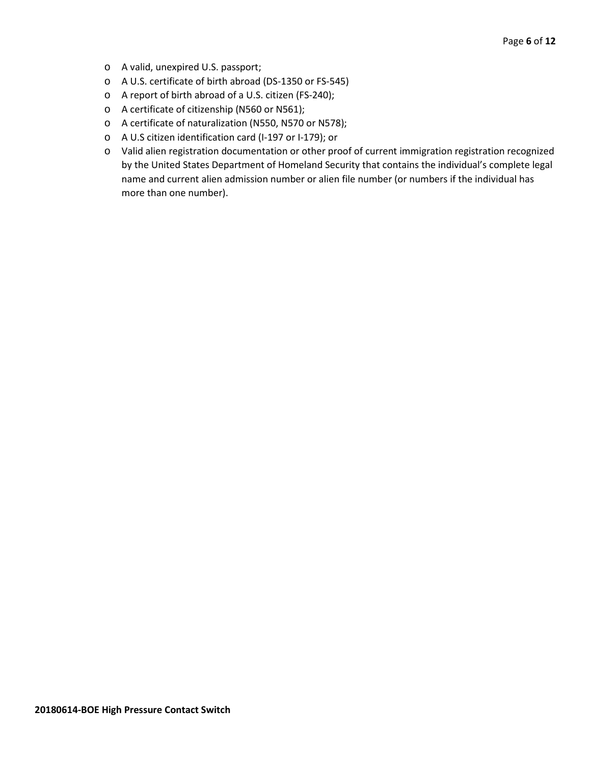- A valid, unexpired U.S. passport;
- A U.S. certificate of birth abroad (DS-1350 or FS-545)
- A report of birth abroad of a U.S. citizen (FS-240);
- A certificate of citizenship (N560 or N561);
- A certificate of naturalization (N550, N570 or N578);
- A U.S citizen identification card (I-197 or I-179); or
- Valid alien registration documentation or other proof of current immigration registration recognized by the United States Department of Homeland Security that contains the individual's complete legal name and current alien admission number or alien file number (or numbers if the individual has more than one number).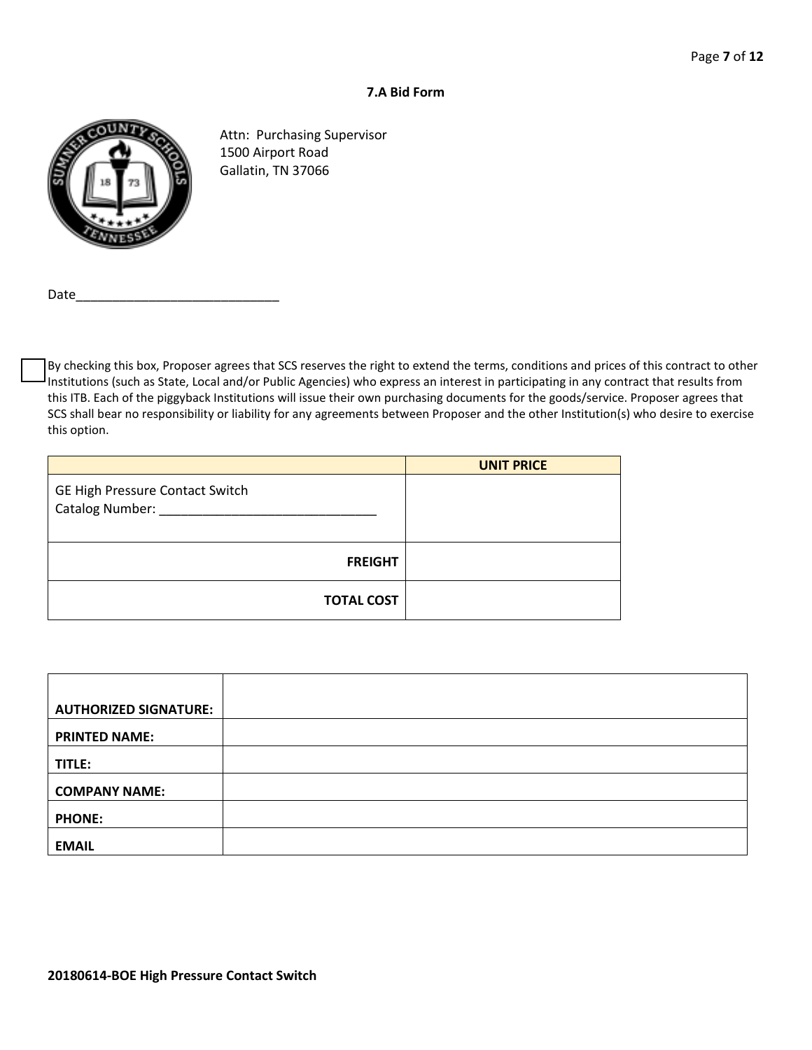## 7.A Bid Form

Attn: Purchasing Supervisor
1500 Airport Road
Gallatin, TN 37066

Date____________________________

☐ By checking this box, Proposer agrees that SCS reserves the right to extend the terms, conditions and prices of this contract to other Institutions (such as State, Local and/or Public Agencies) who express an interest in participating in any contract that results from this ITB. Each of the piggyback Institutions will issue their own purchasing documents for the goods/service. Proposer agrees that SCS shall bear no responsibility or liability for any agreements between Proposer and the other Institution(s) who desire to exercise this option.

| | UNIT PRICE |
|---|---|
| GE High Pressure Contact Switch<br>Catalog Number: ______________________________ | |
| **FREIGHT** | |
| **TOTAL COST** | |

| | |
|---|---|
| **AUTHORIZED SIGNATURE:** | |
| **PRINTED NAME:** | |
| **TITLE:** | |
| **COMPANY NAME:** | |
| **PHONE:** | |
| **EMAIL** | |

**20180614-BOE High Pressure Contact Switch**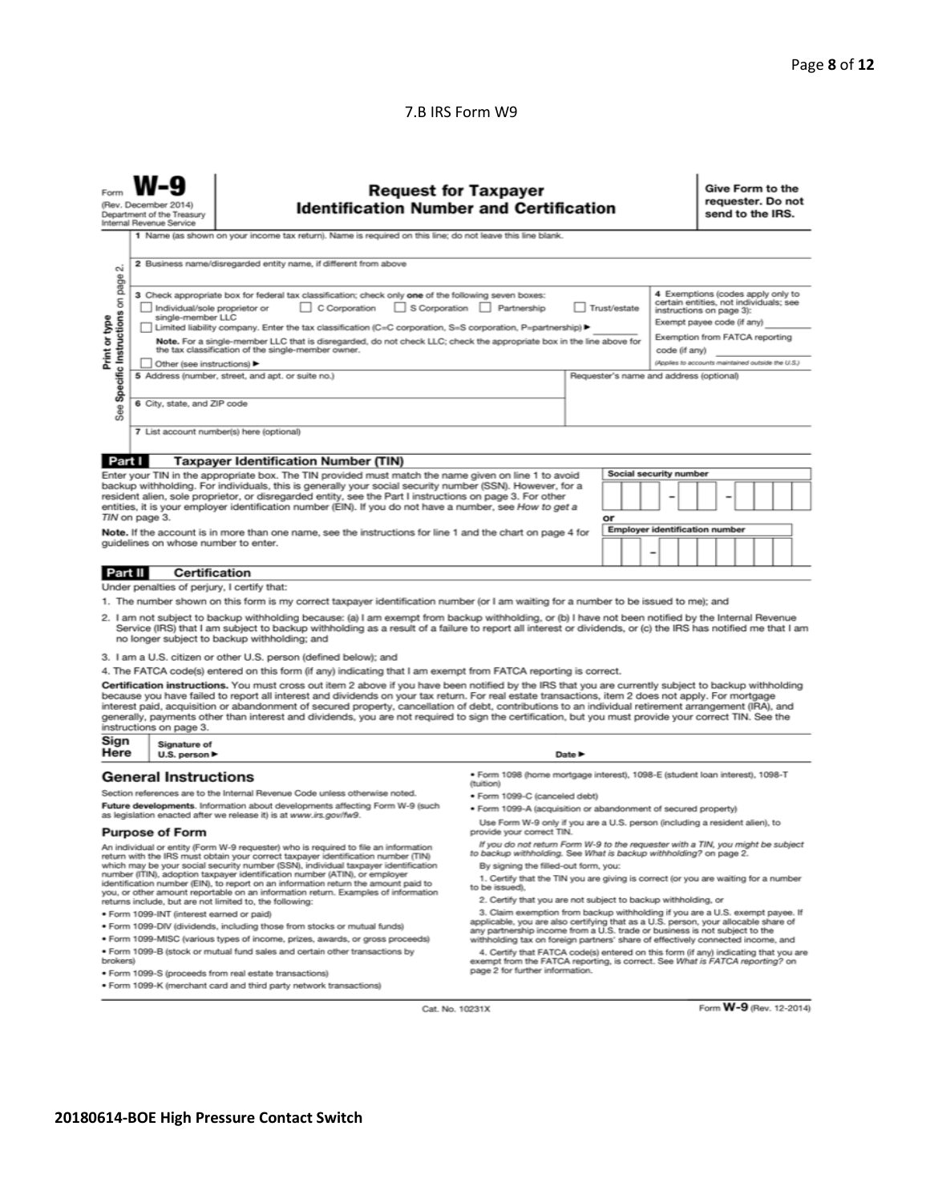7.B IRS Form W9

Form **W-9**
(Rev. December 2014)
Department of the Treasury
Internal Revenue Service

# Request for Taxpayer Identification Number and Certification

**Give Form to the requester. Do not send to the IRS.**

Print or type
See Specific Instructions on page 2.

1 Name (as shown on your income tax return). Name is required on this line; do not leave this line blank.

2 Business name/disregarded entity name, if different from above

3 Check appropriate box for federal tax classification; check only **one** of the following seven boxes:
☐ Individual/sole proprietor or single-member LLC ☐ C Corporation ☐ S Corporation ☐ Partnership ☐ Trust/estate
☐ Limited liability company. Enter the tax classification (C=C corporation, S=S corporation, P=partnership) ▶
**Note.** For a single-member LLC that is disregarded, do not check LLC; check the appropriate box in the line above for the tax classification of the single-member owner.
☐ Other (see instructions) ▶

4 Exemptions (codes apply only to certain entities, not individuals; see instructions on page 3):
Exempt payee code (if any)
Exemption from FATCA reporting code (if any)
*(Applies to accounts maintained outside the U.S.)*

5 Address (number, street, and apt. or suite no.)

Requester's name and address (optional)

6 City, state, and ZIP code

7 List account number(s) here (optional)

## Part I Taxpayer Identification Number (TIN)

Enter your TIN in the appropriate box. The TIN provided must match the name given on line 1 to avoid backup withholding. For individuals, this is generally your social security number (SSN). However, for a resident alien, sole proprietor, or disregarded entity, see the Part I instructions on page 3. For other entities, it is your employer identification number (EIN). If you do not have a number, see *How to get a TIN* on page 3.

**Note.** If the account is in more than one name, see the instructions for line 1 and the chart on page 4 for guidelines on whose number to enter.

Social security number
[ ][ ][ ] – [ ][ ] – [ ][ ][ ][ ]

or

Employer identification number
[ ][ ] – [ ][ ][ ][ ][ ][ ][ ]

## Part II Certification

Under penalties of perjury, I certify that:

1. The number shown on this form is my correct taxpayer identification number (or I am waiting for a number to be issued to me); and
2. I am not subject to backup withholding because: (a) I am exempt from backup withholding, or (b) I have not been notified by the Internal Revenue Service (IRS) that I am subject to backup withholding as a result of a failure to report all interest or dividends, or (c) the IRS has notified me that I am no longer subject to backup withholding; and
3. I am a U.S. citizen or other U.S. person (defined below); and
4. The FATCA code(s) entered on this form (if any) indicating that I am exempt from FATCA reporting is correct.

**Certification instructions.** You must cross out item 2 above if you have been notified by the IRS that you are currently subject to backup withholding because you have failed to report all interest and dividends on your tax return. For real estate transactions, item 2 does not apply. For mortgage interest paid, acquisition or abandonment of secured property, cancellation of debt, contributions to an individual retirement arrangement (IRA), and generally, payments other than interest and dividends, you are not required to sign the certification, but you must provide your correct TIN. See the instructions on page 3.

**Sign Here** Signature of U.S. person ▶ Date ▶

## General Instructions

Section references are to the Internal Revenue Code unless otherwise noted.

**Future developments.** Information about developments affecting Form W-9 (such as legislation enacted after we release it) is at *www.irs.gov/fw9*.

### Purpose of Form

An individual or entity (Form W-9 requester) who is required to file an information return with the IRS must obtain your correct taxpayer identification number (TIN) which may be your social security number (SSN), individual taxpayer identification number (ITIN), adoption taxpayer identification number (ATIN), or employer identification number (EIN), to report on an information return the amount paid to you, or other amount reportable on an information return. Examples of information returns include, but are not limited to, the following:

- Form 1099-INT (interest earned or paid)
- Form 1099-DIV (dividends, including those from stocks or mutual funds)
- Form 1099-MISC (various types of income, prizes, awards, or gross proceeds)
- Form 1099-B (stock or mutual fund sales and certain other transactions by brokers)
- Form 1099-S (proceeds from real estate transactions)
- Form 1099-K (merchant card and third party network transactions)
- Form 1098 (home mortgage interest), 1098-E (student loan interest), 1098-T (tuition)
- Form 1099-C (canceled debt)
- Form 1099-A (acquisition or abandonment of secured property)

Use Form W-9 only if you are a U.S. person (including a resident alien), to provide your correct TIN.

*If you do not return Form W-9 to the requester with a TIN, you might be subject to backup withholding. See What is backup withholding? on page 2.*

By signing the filled-out form, you:

1. Certify that the TIN you are giving is correct (or you are waiting for a number to be issued),
2. Certify that you are not subject to backup withholding, or
3. Claim exemption from backup withholding if you are a U.S. exempt payee. If applicable, you are also certifying that as a U.S. person, your allocable share of any partnership income from a U.S. trade or business is not subject to the withholding tax on foreign partners' share of effectively connected income, and
4. Certify that FATCA code(s) entered on this form (if any) indicating that you are exempt from the FATCA reporting, is correct. See *What is FATCA reporting?* on page 2 for further information.

Cat. No. 10231X Form **W-9** (Rev. 12-2014)

**20180614-BOE High Pressure Contact Switch**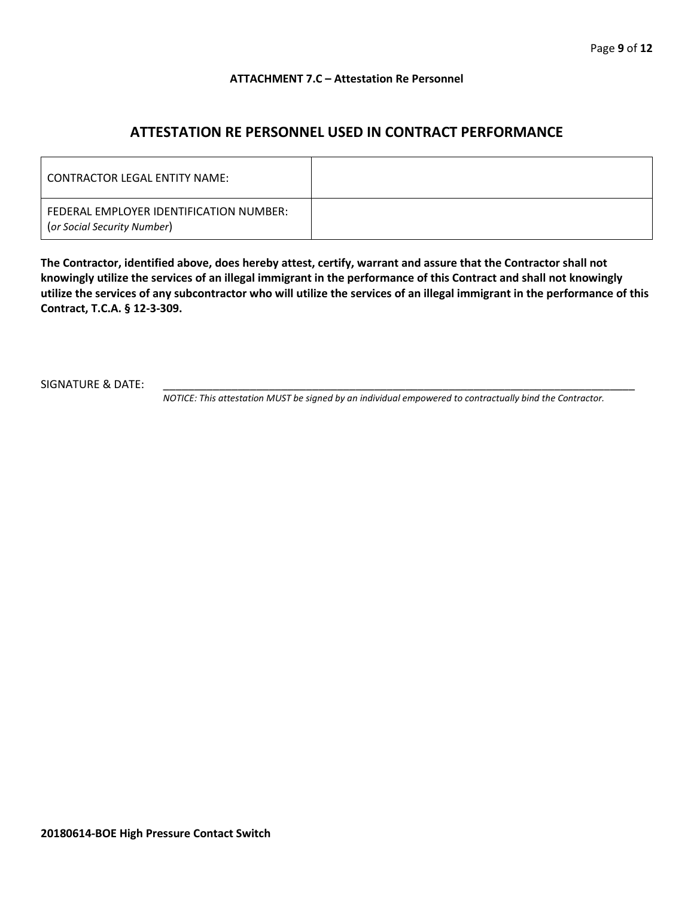**ATTACHMENT 7.C – Attestation Re Personnel**

## ATTESTATION RE PERSONNEL USED IN CONTRACT PERFORMANCE

| CONTRACTOR LEGAL ENTITY NAME: | |
|---|---|
| FEDERAL EMPLOYER IDENTIFICATION NUMBER: (*or Social Security Number*) | |

**The Contractor, identified above, does hereby attest, certify, warrant and assure that the Contractor shall not knowingly utilize the services of an illegal immigrant in the performance of this Contract and shall not knowingly utilize the services of any subcontractor who will utilize the services of an illegal immigrant in the performance of this Contract, T.C.A. § 12-3-309.**

SIGNATURE & DATE: ______________________________________________________________________________

*NOTICE: This attestation MUST be signed by an individual empowered to contractually bind the Contractor.*

**20180614-BOE High Pressure Contact Switch**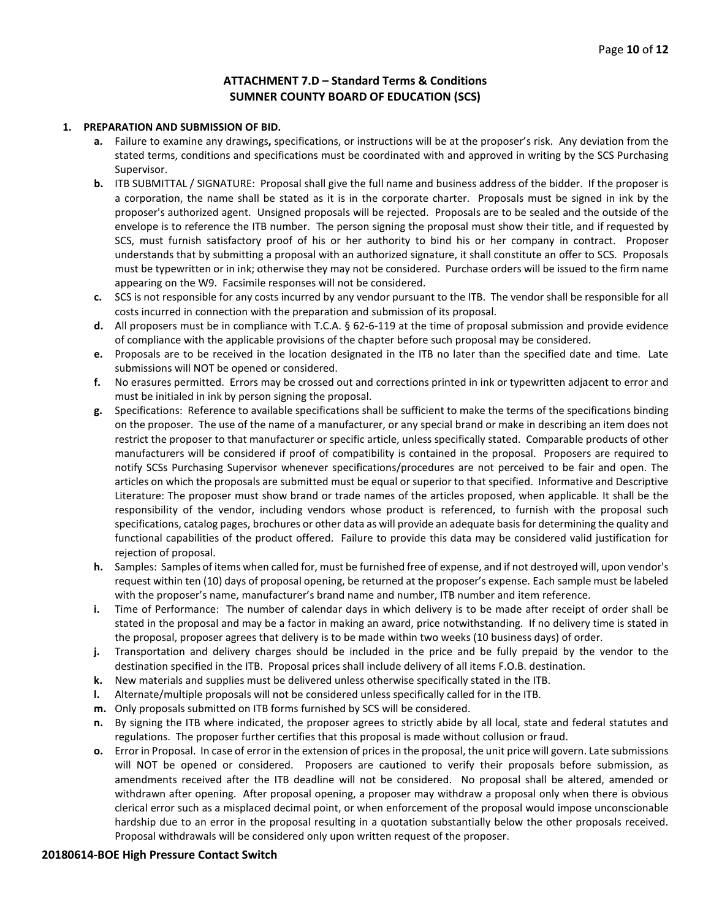## ATTACHMENT 7.D – Standard Terms & Conditions
## SUMNER COUNTY BOARD OF EDUCATION (SCS)

**1. PREPARATION AND SUBMISSION OF BID.**

- **a.** Failure to examine any drawings**,** specifications, or instructions will be at the proposer's risk. Any deviation from the stated terms, conditions and specifications must be coordinated with and approved in writing by the SCS Purchasing Supervisor.
- **b.** ITB SUBMITTAL / SIGNATURE: Proposal shall give the full name and business address of the bidder. If the proposer is a corporation, the name shall be stated as it is in the corporate charter. Proposals must be signed in ink by the proposer's authorized agent. Unsigned proposals will be rejected. Proposals are to be sealed and the outside of the envelope is to reference the ITB number. The person signing the proposal must show their title, and if requested by SCS, must furnish satisfactory proof of his or her authority to bind his or her company in contract. Proposer understands that by submitting a proposal with an authorized signature, it shall constitute an offer to SCS. Proposals must be typewritten or in ink; otherwise they may not be considered. Purchase orders will be issued to the firm name appearing on the W9. Facsimile responses will not be considered.
- **c.** SCS is not responsible for any costs incurred by any vendor pursuant to the ITB. The vendor shall be responsible for all costs incurred in connection with the preparation and submission of its proposal.
- **d.** All proposers must be in compliance with T.C.A. § 62-6-119 at the time of proposal submission and provide evidence of compliance with the applicable provisions of the chapter before such proposal may be considered.
- **e.** Proposals are to be received in the location designated in the ITB no later than the specified date and time. Late submissions will NOT be opened or considered.
- **f.** No erasures permitted. Errors may be crossed out and corrections printed in ink or typewritten adjacent to error and must be initialed in ink by person signing the proposal.
- **g.** Specifications: Reference to available specifications shall be sufficient to make the terms of the specifications binding on the proposer. The use of the name of a manufacturer, or any special brand or make in describing an item does not restrict the proposer to that manufacturer or specific article, unless specifically stated. Comparable products of other manufacturers will be considered if proof of compatibility is contained in the proposal. Proposers are required to notify SCSs Purchasing Supervisor whenever specifications/procedures are not perceived to be fair and open. The articles on which the proposals are submitted must be equal or superior to that specified. Informative and Descriptive Literature: The proposer must show brand or trade names of the articles proposed, when applicable. It shall be the responsibility of the vendor, including vendors whose product is referenced, to furnish with the proposal such specifications, catalog pages, brochures or other data as will provide an adequate basis for determining the quality and functional capabilities of the product offered. Failure to provide this data may be considered valid justification for rejection of proposal.
- **h.** Samples: Samples of items when called for, must be furnished free of expense, and if not destroyed will, upon vendor's request within ten (10) days of proposal opening, be returned at the proposer's expense. Each sample must be labeled with the proposer's name, manufacturer's brand name and number, ITB number and item reference.
- **i.** Time of Performance: The number of calendar days in which delivery is to be made after receipt of order shall be stated in the proposal and may be a factor in making an award, price notwithstanding. If no delivery time is stated in the proposal, proposer agrees that delivery is to be made within two weeks (10 business days) of order.
- **j.** Transportation and delivery charges should be included in the price and be fully prepaid by the vendor to the destination specified in the ITB. Proposal prices shall include delivery of all items F.O.B. destination.
- **k.** New materials and supplies must be delivered unless otherwise specifically stated in the ITB.
- **l.** Alternate/multiple proposals will not be considered unless specifically called for in the ITB.
- **m.** Only proposals submitted on ITB forms furnished by SCS will be considered.
- **n.** By signing the ITB where indicated, the proposer agrees to strictly abide by all local, state and federal statutes and regulations. The proposer further certifies that this proposal is made without collusion or fraud.
- **o.** Error in Proposal. In case of error in the extension of prices in the proposal, the unit price will govern. Late submissions will NOT be opened or considered. Proposers are cautioned to verify their proposals before submission, as amendments received after the ITB deadline will not be considered. No proposal shall be altered, amended or withdrawn after opening. After proposal opening, a proposer may withdraw a proposal only when there is obvious clerical error such as a misplaced decimal point, or when enforcement of the proposal would impose unconscionable hardship due to an error in the proposal resulting in a quotation substantially below the other proposals received. Proposal withdrawals will be considered only upon written request of the proposer.

**20180614-BOE High Pressure Contact Switch**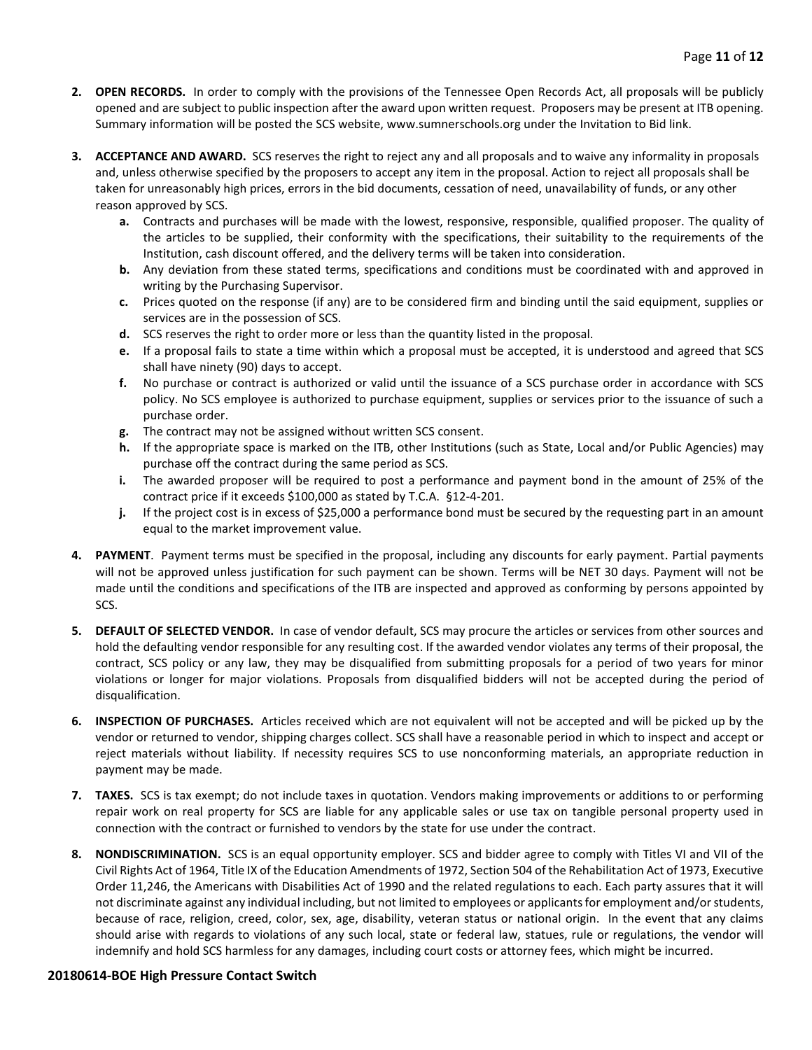2. **OPEN RECORDS.** In order to comply with the provisions of the Tennessee Open Records Act, all proposals will be publicly opened and are subject to public inspection after the award upon written request. Proposers may be present at ITB opening. Summary information will be posted the SCS website, www.sumnerschools.org under the Invitation to Bid link.

3. **ACCEPTANCE AND AWARD.** SCS reserves the right to reject any and all proposals and to waive any informality in proposals and, unless otherwise specified by the proposers to accept any item in the proposal. Action to reject all proposals shall be taken for unreasonably high prices, errors in the bid documents, cessation of need, unavailability of funds, or any other reason approved by SCS.
   - **a.** Contracts and purchases will be made with the lowest, responsive, responsible, qualified proposer. The quality of the articles to be supplied, their conformity with the specifications, their suitability to the requirements of the Institution, cash discount offered, and the delivery terms will be taken into consideration.
   - **b.** Any deviation from these stated terms, specifications and conditions must be coordinated with and approved in writing by the Purchasing Supervisor.
   - **c.** Prices quoted on the response (if any) are to be considered firm and binding until the said equipment, supplies or services are in the possession of SCS.
   - **d.** SCS reserves the right to order more or less than the quantity listed in the proposal.
   - **e.** If a proposal fails to state a time within which a proposal must be accepted, it is understood and agreed that SCS shall have ninety (90) days to accept.
   - **f.** No purchase or contract is authorized or valid until the issuance of a SCS purchase order in accordance with SCS policy. No SCS employee is authorized to purchase equipment, supplies or services prior to the issuance of such a purchase order.
   - **g.** The contract may not be assigned without written SCS consent.
   - **h.** If the appropriate space is marked on the ITB, other Institutions (such as State, Local and/or Public Agencies) may purchase off the contract during the same period as SCS.
   - **i.** The awarded proposer will be required to post a performance and payment bond in the amount of 25% of the contract price if it exceeds $100,000 as stated by T.C.A. §12-4-201.
   - **j.** If the project cost is in excess of $25,000 a performance bond must be secured by the requesting part in an amount equal to the market improvement value.

4. **PAYMENT**. Payment terms must be specified in the proposal, including any discounts for early payment. Partial payments will not be approved unless justification for such payment can be shown. Terms will be NET 30 days. Payment will not be made until the conditions and specifications of the ITB are inspected and approved as conforming by persons appointed by SCS.

5. **DEFAULT OF SELECTED VENDOR.** In case of vendor default, SCS may procure the articles or services from other sources and hold the defaulting vendor responsible for any resulting cost. If the awarded vendor violates any terms of their proposal, the contract, SCS policy or any law, they may be disqualified from submitting proposals for a period of two years for minor violations or longer for major violations. Proposals from disqualified bidders will not be accepted during the period of disqualification.

6. **INSPECTION OF PURCHASES.** Articles received which are not equivalent will not be accepted and will be picked up by the vendor or returned to vendor, shipping charges collect. SCS shall have a reasonable period in which to inspect and accept or reject materials without liability. If necessity requires SCS to use nonconforming materials, an appropriate reduction in payment may be made.

7. **TAXES.** SCS is tax exempt; do not include taxes in quotation. Vendors making improvements or additions to or performing repair work on real property for SCS are liable for any applicable sales or use tax on tangible personal property used in connection with the contract or furnished to vendors by the state for use under the contract.

8. **NONDISCRIMINATION.** SCS is an equal opportunity employer. SCS and bidder agree to comply with Titles VI and VII of the Civil Rights Act of 1964, Title IX of the Education Amendments of 1972, Section 504 of the Rehabilitation Act of 1973, Executive Order 11,246, the Americans with Disabilities Act of 1990 and the related regulations to each. Each party assures that it will not discriminate against any individual including, but not limited to employees or applicants for employment and/or students, because of race, religion, creed, color, sex, age, disability, veteran status or national origin. In the event that any claims should arise with regards to violations of any such local, state or federal law, statues, rule or regulations, the vendor will indemnify and hold SCS harmless for any damages, including court costs or attorney fees, which might be incurred.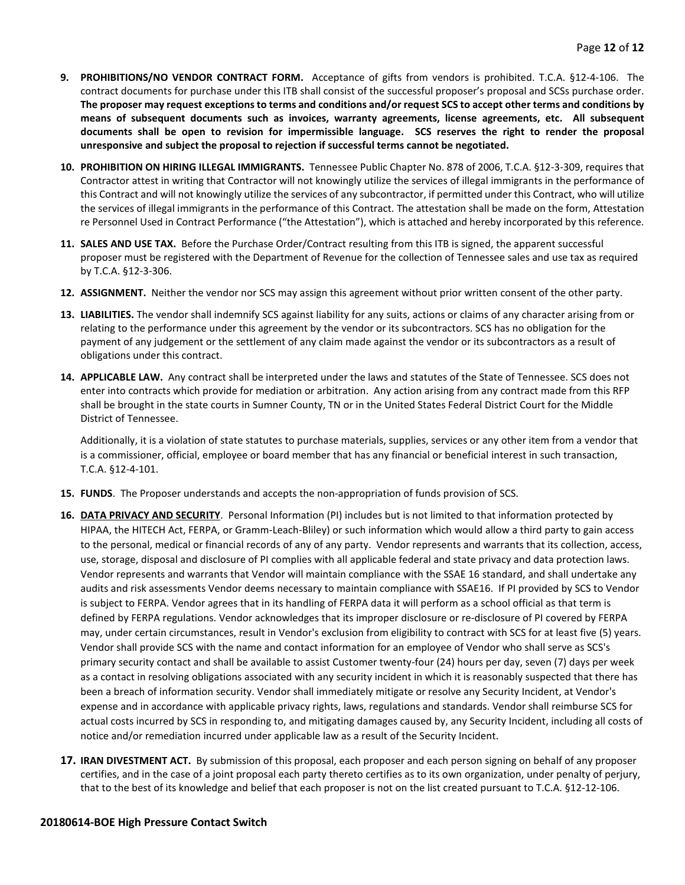9. **PROHIBITIONS/NO VENDOR CONTRACT FORM.** Acceptance of gifts from vendors is prohibited. T.C.A. §12-4-106. The contract documents for purchase under this ITB shall consist of the successful proposer's proposal and SCSs purchase order. **The proposer may request exceptions to terms and conditions and/or request SCS to accept other terms and conditions by means of subsequent documents such as invoices, warranty agreements, license agreements, etc. All subsequent documents shall be open to revision for impermissible language. SCS reserves the right to render the proposal unresponsive and subject the proposal to rejection if successful terms cannot be negotiated.**

10. **PROHIBITION ON HIRING ILLEGAL IMMIGRANTS.** Tennessee Public Chapter No. 878 of 2006, T.C.A. §12-3-309, requires that Contractor attest in writing that Contractor will not knowingly utilize the services of illegal immigrants in the performance of this Contract and will not knowingly utilize the services of any subcontractor, if permitted under this Contract, who will utilize the services of illegal immigrants in the performance of this Contract. The attestation shall be made on the form, Attestation re Personnel Used in Contract Performance ("the Attestation"), which is attached and hereby incorporated by this reference.

11. **SALES AND USE TAX.** Before the Purchase Order/Contract resulting from this ITB is signed, the apparent successful proposer must be registered with the Department of Revenue for the collection of Tennessee sales and use tax as required by T.C.A. §12-3-306.

12. **ASSIGNMENT.** Neither the vendor nor SCS may assign this agreement without prior written consent of the other party.

13. **LIABILITIES.** The vendor shall indemnify SCS against liability for any suits, actions or claims of any character arising from or relating to the performance under this agreement by the vendor or its subcontractors. SCS has no obligation for the payment of any judgement or the settlement of any claim made against the vendor or its subcontractors as a result of obligations under this contract.

14. **APPLICABLE LAW.** Any contract shall be interpreted under the laws and statutes of the State of Tennessee. SCS does not enter into contracts which provide for mediation or arbitration. Any action arising from any contract made from this RFP shall be brought in the state courts in Sumner County, TN or in the United States Federal District Court for the Middle District of Tennessee.

    Additionally, it is a violation of state statutes to purchase materials, supplies, services or any other item from a vendor that is a commissioner, official, employee or board member that has any financial or beneficial interest in such transaction, T.C.A. §12-4-101.

15. **FUNDS**. The Proposer understands and accepts the non-appropriation of funds provision of SCS.

16. **DATA PRIVACY AND SECURITY**. Personal Information (PI) includes but is not limited to that information protected by HIPAA, the HITECH Act, FERPA, or Gramm-Leach-Bliley) or such information which would allow a third party to gain access to the personal, medical or financial records of any of any party. Vendor represents and warrants that its collection, access, use, storage, disposal and disclosure of PI complies with all applicable federal and state privacy and data protection laws. Vendor represents and warrants that Vendor will maintain compliance with the SSAE 16 standard, and shall undertake any audits and risk assessments Vendor deems necessary to maintain compliance with SSAE16. If PI provided by SCS to Vendor is subject to FERPA. Vendor agrees that in its handling of FERPA data it will perform as a school official as that term is defined by FERPA regulations. Vendor acknowledges that its improper disclosure or re-disclosure of PI covered by FERPA may, under certain circumstances, result in Vendor's exclusion from eligibility to contract with SCS for at least five (5) years. Vendor shall provide SCS with the name and contact information for an employee of Vendor who shall serve as SCS's primary security contact and shall be available to assist Customer twenty-four (24) hours per day, seven (7) days per week as a contact in resolving obligations associated with any security incident in which it is reasonably suspected that there has been a breach of information security. Vendor shall immediately mitigate or resolve any Security Incident, at Vendor's expense and in accordance with applicable privacy rights, laws, regulations and standards. Vendor shall reimburse SCS for actual costs incurred by SCS in responding to, and mitigating damages caused by, any Security Incident, including all costs of notice and/or remediation incurred under applicable law as a result of the Security Incident.

17. **IRAN DIVESTMENT ACT.** By submission of this proposal, each proposer and each person signing on behalf of any proposer certifies, and in the case of a joint proposal each party thereto certifies as to its own organization, under penalty of perjury, that to the best of its knowledge and belief that each proposer is not on the list created pursuant to T.C.A. §12-12-106.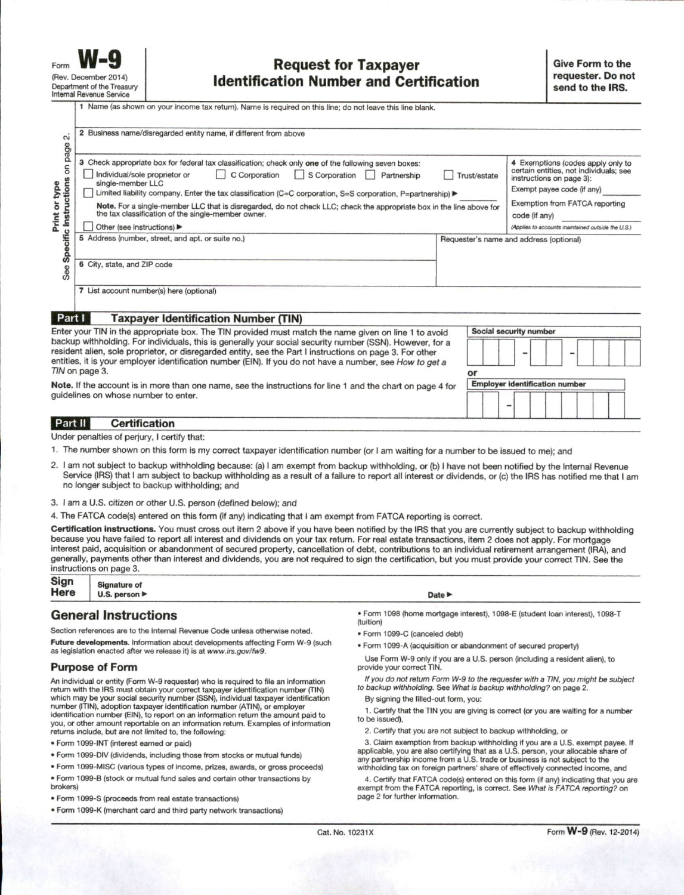Form **W-9**
(Rev. December 2014)
Department of the Treasury
Internal Revenue Service

# Request for Taxpayer Identification Number and Certification

**Give Form to the requester. Do not send to the IRS.**

*Print or type*
*See Specific Instructions on page 2.*

1 Name (as shown on your income tax return). Name is required on this line; do not leave this line blank.

2 Business name/disregarded entity name, if different from above

3 Check appropriate box for federal tax classification; check only **one** of the following seven boxes:

☐ Individual/sole proprietor or single-member LLC ☐ C Corporation ☐ S Corporation ☐ Partnership ☐ Trust/estate

☐ Limited liability company. Enter the tax classification (C=C corporation, S=S corporation, P=partnership) ▶

**Note.** For a single-member LLC that is disregarded, do not check LLC; check the appropriate box in the line above for the tax classification of the single-member owner.

☐ Other (see instructions) ▶

4 Exemptions (codes apply only to certain entities, not individuals; see instructions on page 3):

Exempt payee code (if any)

Exemption from FATCA reporting code (if any)

*(Applies to accounts maintained outside the U.S.)*

5 Address (number, street, and apt. or suite no.)

Requester's name and address (optional)

6 City, state, and ZIP code

7 List account number(s) here (optional)

## Part I Taxpayer Identification Number (TIN)

Enter your TIN in the appropriate box. The TIN provided must match the name given on line 1 to avoid backup withholding. For individuals, this is generally your social security number (SSN). However, for a resident alien, sole proprietor, or disregarded entity, see the Part I instructions on page 3. For other entities, it is your employer identification number (EIN). If you do not have a number, see *How to get a TIN* on page 3.

**Note.** If the account is in more than one name, see the instructions for line 1 and the chart on page 4 for guidelines on whose number to enter.

**Social security number**

☐☐☐ – ☐☐ – ☐☐☐☐

**or**

**Employer identification number**

☐☐ – ☐☐☐☐☐☐☐

## Part II Certification

Under penalties of perjury, I certify that:

1. The number shown on this form is my correct taxpayer identification number (or I am waiting for a number to be issued to me); and
2. I am not subject to backup withholding because: (a) I am exempt from backup withholding, or (b) I have not been notified by the Internal Revenue Service (IRS) that I am subject to backup withholding as a result of a failure to report all interest or dividends, or (c) the IRS has notified me that I am no longer subject to backup withholding; and
3. I am a U.S. citizen or other U.S. person (defined below); and
4. The FATCA code(s) entered on this form (if any) indicating that I am exempt from FATCA reporting is correct.

**Certification instructions.** You must cross out item 2 above if you have been notified by the IRS that you are currently subject to backup withholding because you have failed to report all interest and dividends on your tax return. For real estate transactions, item 2 does not apply. For mortgage interest paid, acquisition or abandonment of secured property, cancellation of debt, contributions to an individual retirement arrangement (IRA), and generally, payments other than interest and dividends, you are not required to sign the certification, but you must provide your correct TIN. See the instructions on page 3.

**Sign Here** Signature of U.S. person ▶ Date ▶

## General Instructions

Section references are to the Internal Revenue Code unless otherwise noted.

**Future developments.** Information about developments affecting Form W-9 (such as legislation enacted after we release it) is at *www.irs.gov/fw9.*

### Purpose of Form

An individual or entity (Form W-9 requester) who is required to file an information return with the IRS must obtain your correct taxpayer identification number (TIN) which may be your social security number (SSN), individual taxpayer identification number (ITIN), adoption taxpayer identification number (ATIN), or employer identification number (EIN), to report on an information return the amount paid to you, or other amount reportable on an information return. Examples of information returns include, but are not limited to, the following:

- Form 1099-INT (interest earned or paid)
- Form 1099-DIV (dividends, including those from stocks or mutual funds)
- Form 1099-MISC (various types of income, prizes, awards, or gross proceeds)
- Form 1099-B (stock or mutual fund sales and certain other transactions by brokers)
- Form 1099-S (proceeds from real estate transactions)
- Form 1099-K (merchant card and third party network transactions)
- Form 1098 (home mortgage interest), 1098-E (student loan interest), 1098-T (tuition)
- Form 1099-C (canceled debt)
- Form 1099-A (acquisition or abandonment of secured property)

Use Form W-9 only if you are a U.S. person (including a resident alien), to provide your correct TIN.

*If you do not return Form W-9 to the requester with a TIN, you might be subject to backup withholding. See What is backup withholding? on page 2.*

By signing the filled-out form, you:

1. Certify that the TIN you are giving is correct (or you are waiting for a number to be issued),

2. Certify that you are not subject to backup withholding, or

3. Claim exemption from backup withholding if you are a U.S. exempt payee. If applicable, you are also certifying that as a U.S. person, your allocable share of any partnership income from a U.S. trade or business is not subject to the withholding tax on foreign partners' share of effectively connected income, and

4. Certify that FATCA code(s) entered on this form (if any) indicating that you are exempt from the FATCA reporting, is correct. See *What is FATCA reporting?* on page 2 for further information.

Cat. No. 10231X Form **W-9** (Rev. 12-2014)